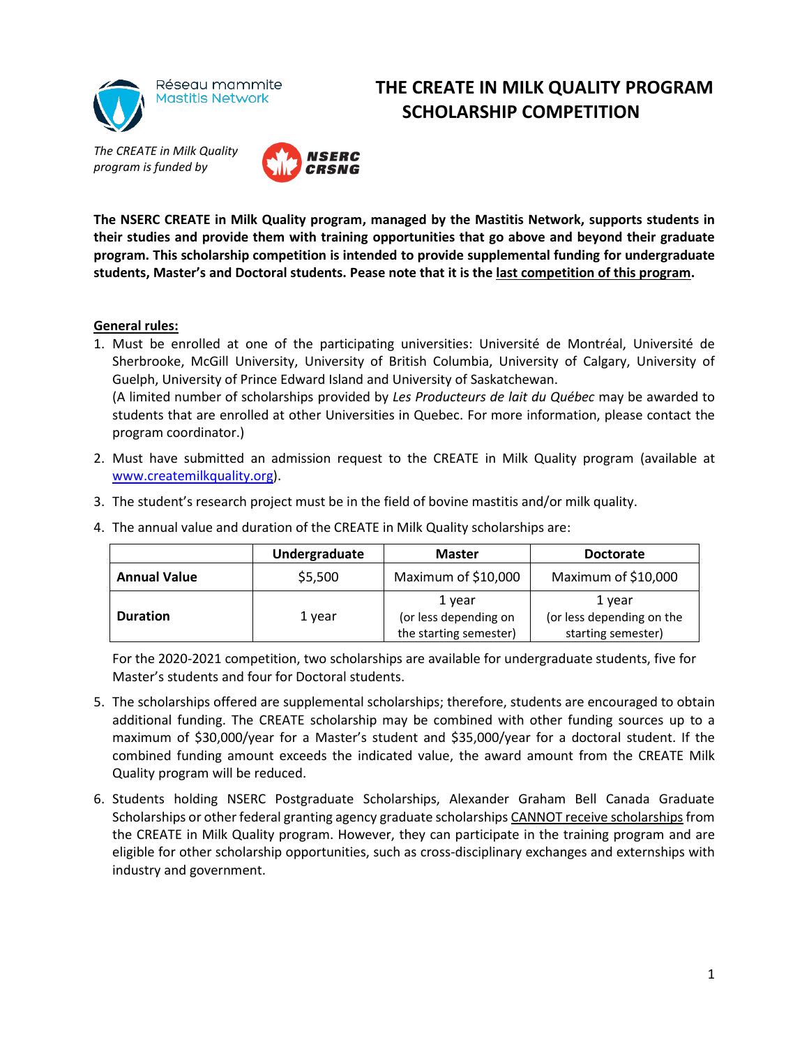Réseau mammite
Mastitis Network

# THE CREATE IN MILK QUALITY PROGRAM SCHOLARSHIP COMPETITION

*The CREATE in Milk Quality program is funded by* NSERC CRSNG

**The NSERC CREATE in Milk Quality program, managed by the Mastitis Network, supports students in their studies and provide them with training opportunities that go above and beyond their graduate program. This scholarship competition is intended to provide supplemental funding for undergraduate students, Master's and Doctoral students. Pease note that it is the last competition of this program.**

## General rules:

1. Must be enrolled at one of the participating universities: Université de Montréal, Université de Sherbrooke, McGill University, University of British Columbia, University of Calgary, University of Guelph, University of Prince Edward Island and University of Saskatchewan.
   (A limited number of scholarships provided by *Les Producteurs de lait du Québec* may be awarded to students that are enrolled at other Universities in Quebec. For more information, please contact the program coordinator.)
2. Must have submitted an admission request to the CREATE in Milk Quality program (available at www.createmilkquality.org).
3. The student's research project must be in the field of bovine mastitis and/or milk quality.
4. The annual value and duration of the CREATE in Milk Quality scholarships are:

| | Undergraduate | Master | Doctorate |
|---|---|---|---|
| **Annual Value** | $5,500 | Maximum of $10,000 | Maximum of $10,000 |
| **Duration** | 1 year | 1 year (or less depending on the starting semester) | 1 year (or less depending on the starting semester) |

   For the 2020-2021 competition, two scholarships are available for undergraduate students, five for Master's students and four for Doctoral students.

5. The scholarships offered are supplemental scholarships; therefore, students are encouraged to obtain additional funding. The CREATE scholarship may be combined with other funding sources up to a maximum of $30,000/year for a Master's student and $35,000/year for a doctoral student. If the combined funding amount exceeds the indicated value, the award amount from the CREATE Milk Quality program will be reduced.
6. Students holding NSERC Postgraduate Scholarships, Alexander Graham Bell Canada Graduate Scholarships or other federal granting agency graduate scholarships CANNOT receive scholarships from the CREATE in Milk Quality program. However, they can participate in the training program and are eligible for other scholarship opportunities, such as cross-disciplinary exchanges and externships with industry and government.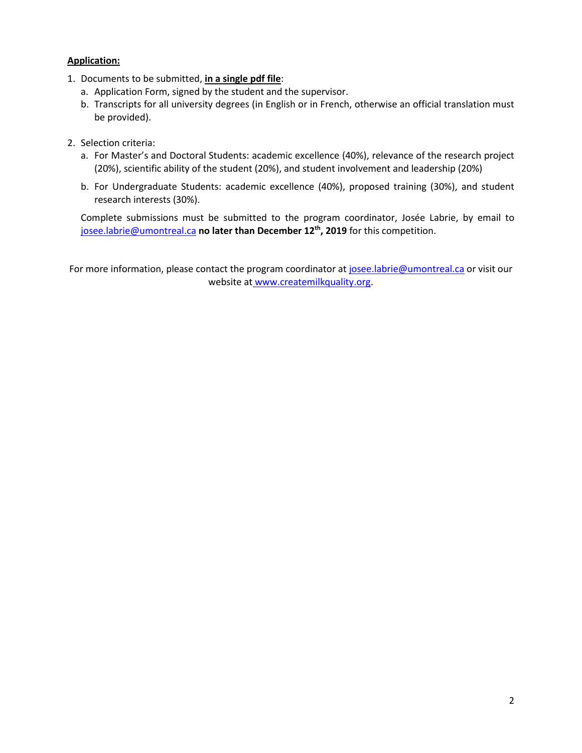**<u>Application:</u>**

1. Documents to be submitted, **<u>in a single pdf file</u>**:
   a. Application Form, signed by the student and the supervisor.
   b. Transcripts for all university degrees (in English or in French, otherwise an official translation must be provided).

2. Selection criteria:
   a. For Master's and Doctoral Students: academic excellence (40%), relevance of the research project (20%), scientific ability of the student (20%), and student involvement and leadership (20%)

   b. For Undergraduate Students: academic excellence (40%), proposed training (30%), and student research interests (30%).

   Complete submissions must be submitted to the program coordinator, Josée Labrie, by email to josee.labrie@umontreal.ca **no later than December 12th, 2019** for this competition.

For more information, please contact the program coordinator at josee.labrie@umontreal.ca or visit our website at www.createmilkquality.org.